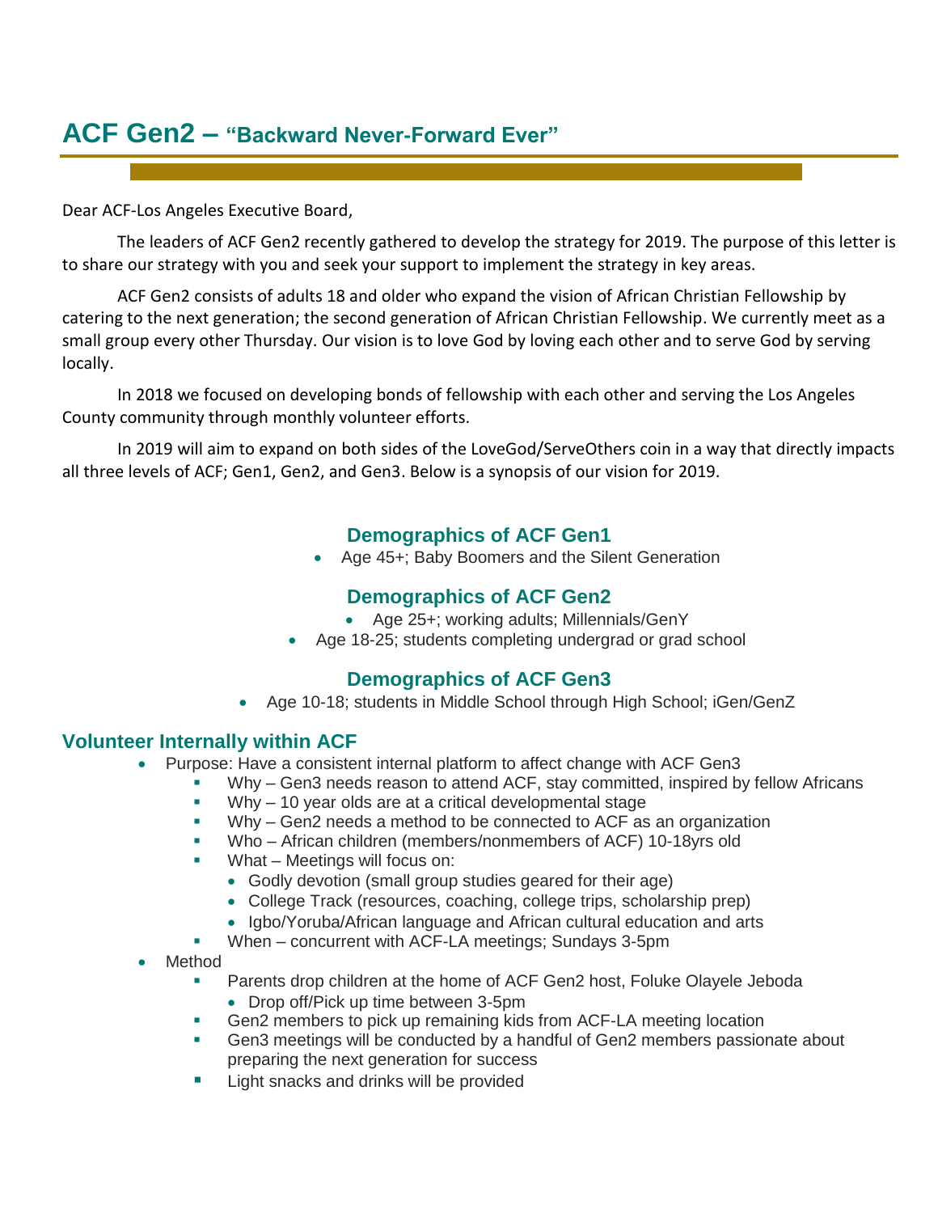# ACF Gen2 – "Backward Never-Forward Ever"

Dear ACF-Los Angeles Executive Board,

The leaders of ACF Gen2 recently gathered to develop the strategy for 2019. The purpose of this letter is to share our strategy with you and seek your support to implement the strategy in key areas.

ACF Gen2 consists of adults 18 and older who expand the vision of African Christian Fellowship by catering to the next generation; the second generation of African Christian Fellowship. We currently meet as a small group every other Thursday. Our vision is to love God by loving each other and to serve God by serving locally.

In 2018 we focused on developing bonds of fellowship with each other and serving the Los Angeles County community through monthly volunteer efforts.

In 2019 will aim to expand on both sides of the LoveGod/ServeOthers coin in a way that directly impacts all three levels of ACF; Gen1, Gen2, and Gen3. Below is a synopsis of our vision for 2019.

### Demographics of ACF Gen1

- Age 45+; Baby Boomers and the Silent Generation

### Demographics of ACF Gen2

- Age 25+; working adults; Millennials/GenY
- Age 18-25; students completing undergrad or grad school

### Demographics of ACF Gen3

- Age 10-18; students in Middle School through High School; iGen/GenZ

## Volunteer Internally within ACF

- Purpose: Have a consistent internal platform to affect change with ACF Gen3
    - Why – Gen3 needs reason to attend ACF, stay committed, inspired by fellow Africans
    - Why – 10 year olds are at a critical developmental stage
    - Why – Gen2 needs a method to be connected to ACF as an organization
    - Who – African children (members/nonmembers of ACF) 10-18yrs old
    - What – Meetings will focus on:
        - Godly devotion (small group studies geared for their age)
        - College Track (resources, coaching, college trips, scholarship prep)
        - Igbo/Yoruba/African language and African cultural education and arts
    - When – concurrent with ACF-LA meetings; Sundays 3-5pm
- Method
    - Parents drop children at the home of ACF Gen2 host, Foluke Olayele Jeboda
        - Drop off/Pick up time between 3-5pm
    - Gen2 members to pick up remaining kids from ACF-LA meeting location
    - Gen3 meetings will be conducted by a handful of Gen2 members passionate about preparing the next generation for success
    - Light snacks and drinks will be provided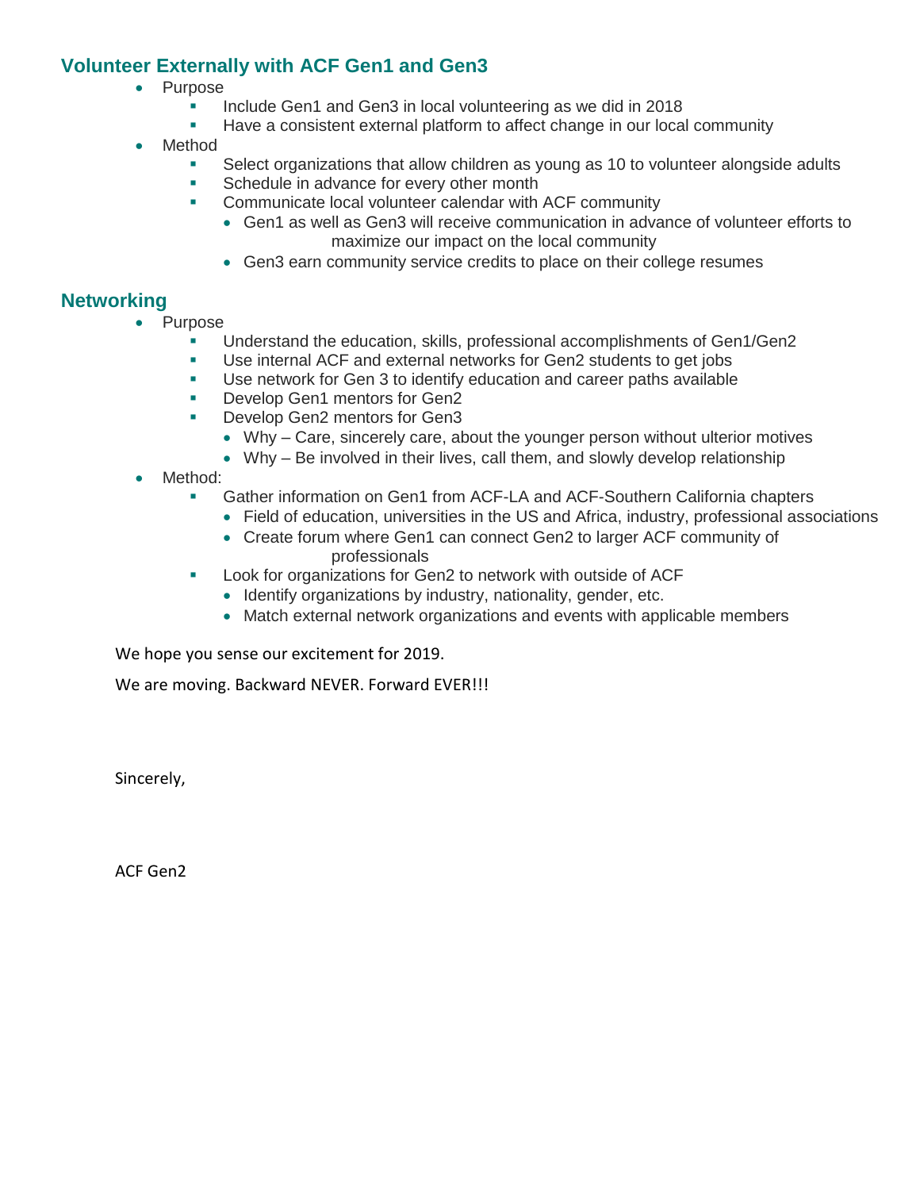## Volunteer Externally with ACF Gen1 and Gen3

- Purpose
  - Include Gen1 and Gen3 in local volunteering as we did in 2018
  - Have a consistent external platform to affect change in our local community
- Method
  - Select organizations that allow children as young as 10 to volunteer alongside adults
  - Schedule in advance for every other month
  - Communicate local volunteer calendar with ACF community
    - Gen1 as well as Gen3 will receive communication in advance of volunteer efforts to maximize our impact on the local community
    - Gen3 earn community service credits to place on their college resumes

## Networking

- Purpose
  - Understand the education, skills, professional accomplishments of Gen1/Gen2
  - Use internal ACF and external networks for Gen2 students to get jobs
  - Use network for Gen 3 to identify education and career paths available
  - Develop Gen1 mentors for Gen2
  - Develop Gen2 mentors for Gen3
    - Why – Care, sincerely care, about the younger person without ulterior motives
    - Why – Be involved in their lives, call them, and slowly develop relationship
- Method:
  - Gather information on Gen1 from ACF-LA and ACF-Southern California chapters
    - Field of education, universities in the US and Africa, industry, professional associations
    - Create forum where Gen1 can connect Gen2 to larger ACF community of professionals
  - Look for organizations for Gen2 to network with outside of ACF
    - Identify organizations by industry, nationality, gender, etc.
    - Match external network organizations and events with applicable members

We hope you sense our excitement for 2019.

We are moving. Backward NEVER. Forward EVER!!!

Sincerely,

ACF Gen2